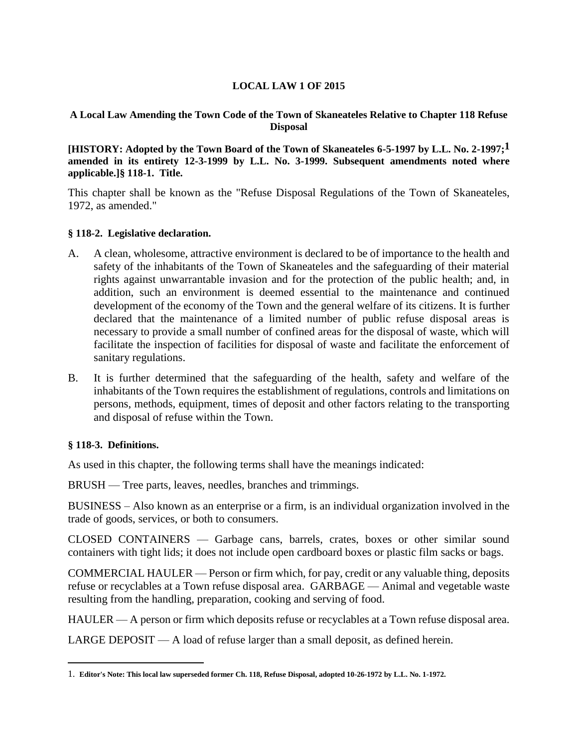**LOCAL LAW 1 OF 2015**

**A Local Law Amending the Town Code of the Town of Skaneateles Relative to Chapter 118 Refuse Disposal**

**[HISTORY: Adopted by the Town Board of the Town of Skaneateles 6-5-1997 by L.L. No. 2-1997;[1] amended in its entirety 12-3-1999 by L.L. No. 3-1999. Subsequent amendments noted where applicable.]§ 118-1. Title.**

This chapter shall be known as the "Refuse Disposal Regulations of the Town of Skaneateles, 1972, as amended."

**§ 118-2. Legislative declaration.**

A. A clean, wholesome, attractive environment is declared to be of importance to the health and safety of the inhabitants of the Town of Skaneateles and the safeguarding of their material rights against unwarrantable invasion and for the protection of the public health; and, in addition, such an environment is deemed essential to the maintenance and continued development of the economy of the Town and the general welfare of its citizens. It is further declared that the maintenance of a limited number of public refuse disposal areas is necessary to provide a small number of confined areas for the disposal of waste, which will facilitate the inspection of facilities for disposal of waste and facilitate the enforcement of sanitary regulations.

B. It is further determined that the safeguarding of the health, safety and welfare of the inhabitants of the Town requires the establishment of regulations, controls and limitations on persons, methods, equipment, times of deposit and other factors relating to the transporting and disposal of refuse within the Town.

**§ 118-3. Definitions.**

As used in this chapter, the following terms shall have the meanings indicated:

BRUSH — Tree parts, leaves, needles, branches and trimmings.

BUSINESS – Also known as an enterprise or a firm, is an individual organization involved in the trade of goods, services, or both to consumers.

CLOSED CONTAINERS — Garbage cans, barrels, crates, boxes or other similar sound containers with tight lids; it does not include open cardboard boxes or plastic film sacks or bags.

COMMERCIAL HAULER — Person or firm which, for pay, credit or any valuable thing, deposits refuse or recyclables at a Town refuse disposal area. GARBAGE — Animal and vegetable waste resulting from the handling, preparation, cooking and serving of food.

HAULER — A person or firm which deposits refuse or recyclables at a Town refuse disposal area.

LARGE DEPOSIT — A load of refuse larger than a small deposit, as defined herein.

1. **Editor's Note: This local law superseded former Ch. 118, Refuse Disposal, adopted 10-26-1972 by L.L. No. 1-1972.**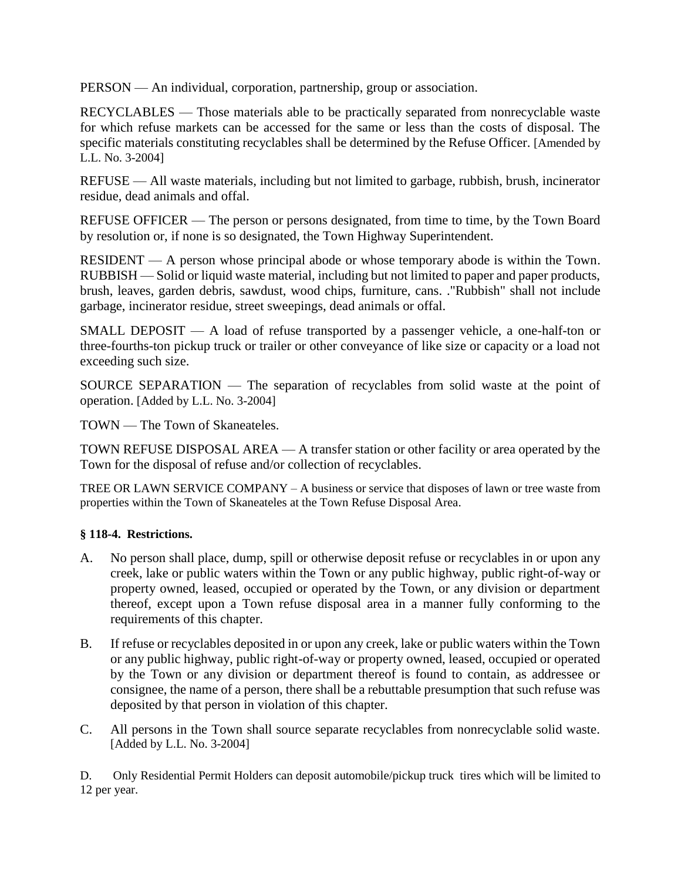PERSON — An individual, corporation, partnership, group or association.

RECYCLABLES — Those materials able to be practically separated from nonrecyclable waste for which refuse markets can be accessed for the same or less than the costs of disposal. The specific materials constituting recyclables shall be determined by the Refuse Officer. [Amended by L.L. No. 3-2004]

REFUSE — All waste materials, including but not limited to garbage, rubbish, brush, incinerator residue, dead animals and offal.

REFUSE OFFICER — The person or persons designated, from time to time, by the Town Board by resolution or, if none is so designated, the Town Highway Superintendent.

RESIDENT — A person whose principal abode or whose temporary abode is within the Town.

RUBBISH — Solid or liquid waste material, including but not limited to paper and paper products, brush, leaves, garden debris, sawdust, wood chips, furniture, cans. ."Rubbish" shall not include garbage, incinerator residue, street sweepings, dead animals or offal.

SMALL DEPOSIT — A load of refuse transported by a passenger vehicle, a one-half-ton or three-fourths-ton pickup truck or trailer or other conveyance of like size or capacity or a load not exceeding such size.

SOURCE SEPARATION — The separation of recyclables from solid waste at the point of operation. [Added by L.L. No. 3-2004]

TOWN — The Town of Skaneateles.

TOWN REFUSE DISPOSAL AREA — A transfer station or other facility or area operated by the Town for the disposal of refuse and/or collection of recyclables.

TREE OR LAWN SERVICE COMPANY – A business or service that disposes of lawn or tree waste from properties within the Town of Skaneateles at the Town Refuse Disposal Area.

**§ 118-4. Restrictions.**

A. No person shall place, dump, spill or otherwise deposit refuse or recyclables in or upon any creek, lake or public waters within the Town or any public highway, public right-of-way or property owned, leased, occupied or operated by the Town, or any division or department thereof, except upon a Town refuse disposal area in a manner fully conforming to the requirements of this chapter.

B. If refuse or recyclables deposited in or upon any creek, lake or public waters within the Town or any public highway, public right-of-way or property owned, leased, occupied or operated by the Town or any division or department thereof is found to contain, as addressee or consignee, the name of a person, there shall be a rebuttable presumption that such refuse was deposited by that person in violation of this chapter.

C. All persons in the Town shall source separate recyclables from nonrecyclable solid waste. [Added by L.L. No. 3-2004]

D. Only Residential Permit Holders can deposit automobile/pickup truck tires which will be limited to 12 per year.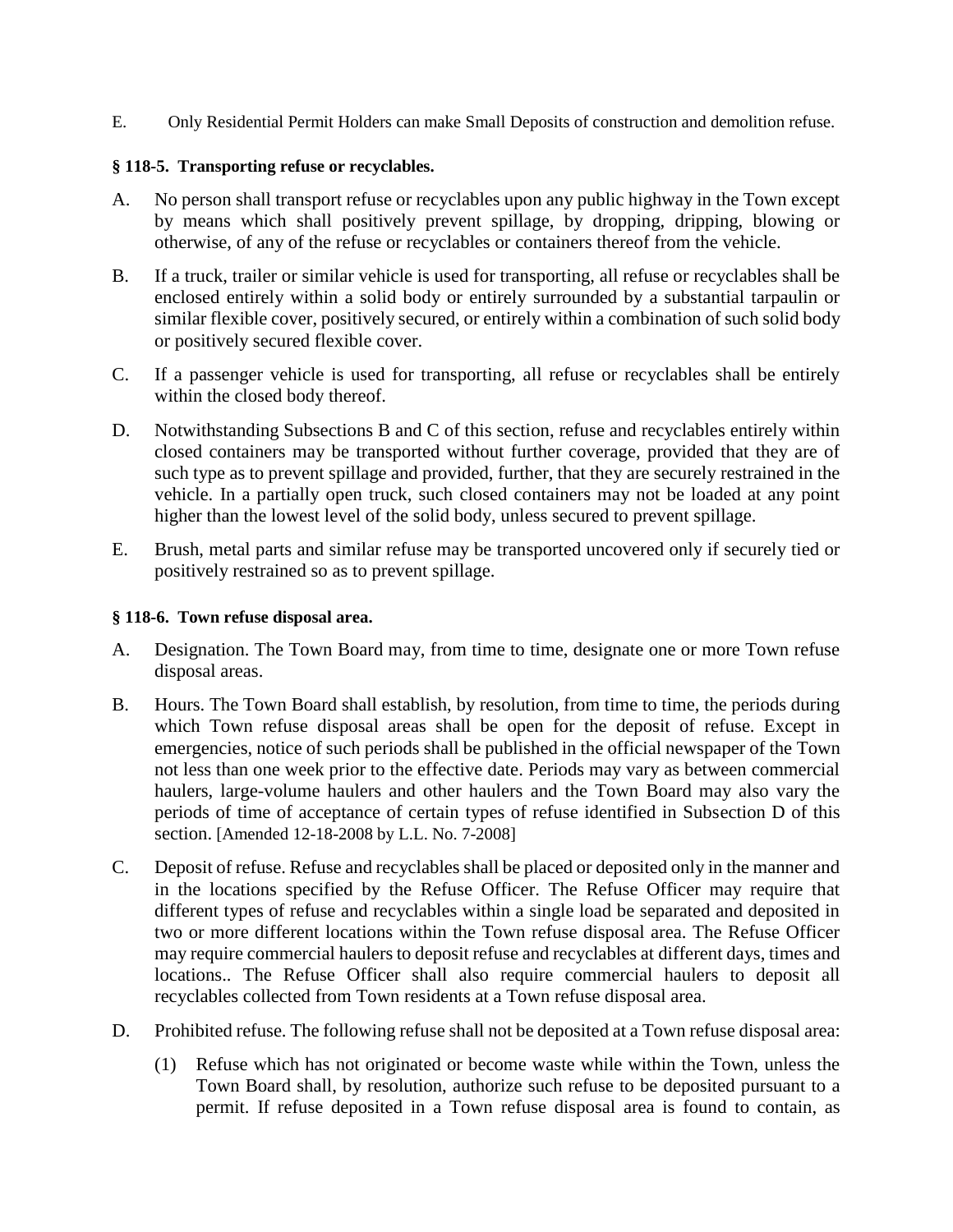E. Only Residential Permit Holders can make Small Deposits of construction and demolition refuse.

**§ 118-5. Transporting refuse or recyclables.**

A. No person shall transport refuse or recyclables upon any public highway in the Town except by means which shall positively prevent spillage, by dropping, dripping, blowing or otherwise, of any of the refuse or recyclables or containers thereof from the vehicle.

B. If a truck, trailer or similar vehicle is used for transporting, all refuse or recyclables shall be enclosed entirely within a solid body or entirely surrounded by a substantial tarpaulin or similar flexible cover, positively secured, or entirely within a combination of such solid body or positively secured flexible cover.

C. If a passenger vehicle is used for transporting, all refuse or recyclables shall be entirely within the closed body thereof.

D. Notwithstanding Subsections B and C of this section, refuse and recyclables entirely within closed containers may be transported without further coverage, provided that they are of such type as to prevent spillage and provided, further, that they are securely restrained in the vehicle. In a partially open truck, such closed containers may not be loaded at any point higher than the lowest level of the solid body, unless secured to prevent spillage.

E. Brush, metal parts and similar refuse may be transported uncovered only if securely tied or positively restrained so as to prevent spillage.

**§ 118-6. Town refuse disposal area.**

A. Designation. The Town Board may, from time to time, designate one or more Town refuse disposal areas.

B. Hours. The Town Board shall establish, by resolution, from time to time, the periods during which Town refuse disposal areas shall be open for the deposit of refuse. Except in emergencies, notice of such periods shall be published in the official newspaper of the Town not less than one week prior to the effective date. Periods may vary as between commercial haulers, large-volume haulers and other haulers and the Town Board may also vary the periods of time of acceptance of certain types of refuse identified in Subsection D of this section. [Amended 12-18-2008 by L.L. No. 7-2008]

C. Deposit of refuse. Refuse and recyclables shall be placed or deposited only in the manner and in the locations specified by the Refuse Officer. The Refuse Officer may require that different types of refuse and recyclables within a single load be separated and deposited in two or more different locations within the Town refuse disposal area. The Refuse Officer may require commercial haulers to deposit refuse and recyclables at different days, times and locations.. The Refuse Officer shall also require commercial haulers to deposit all recyclables collected from Town residents at a Town refuse disposal area.

D. Prohibited refuse. The following refuse shall not be deposited at a Town refuse disposal area:

   (1) Refuse which has not originated or become waste while within the Town, unless the Town Board shall, by resolution, authorize such refuse to be deposited pursuant to a permit. If refuse deposited in a Town refuse disposal area is found to contain, as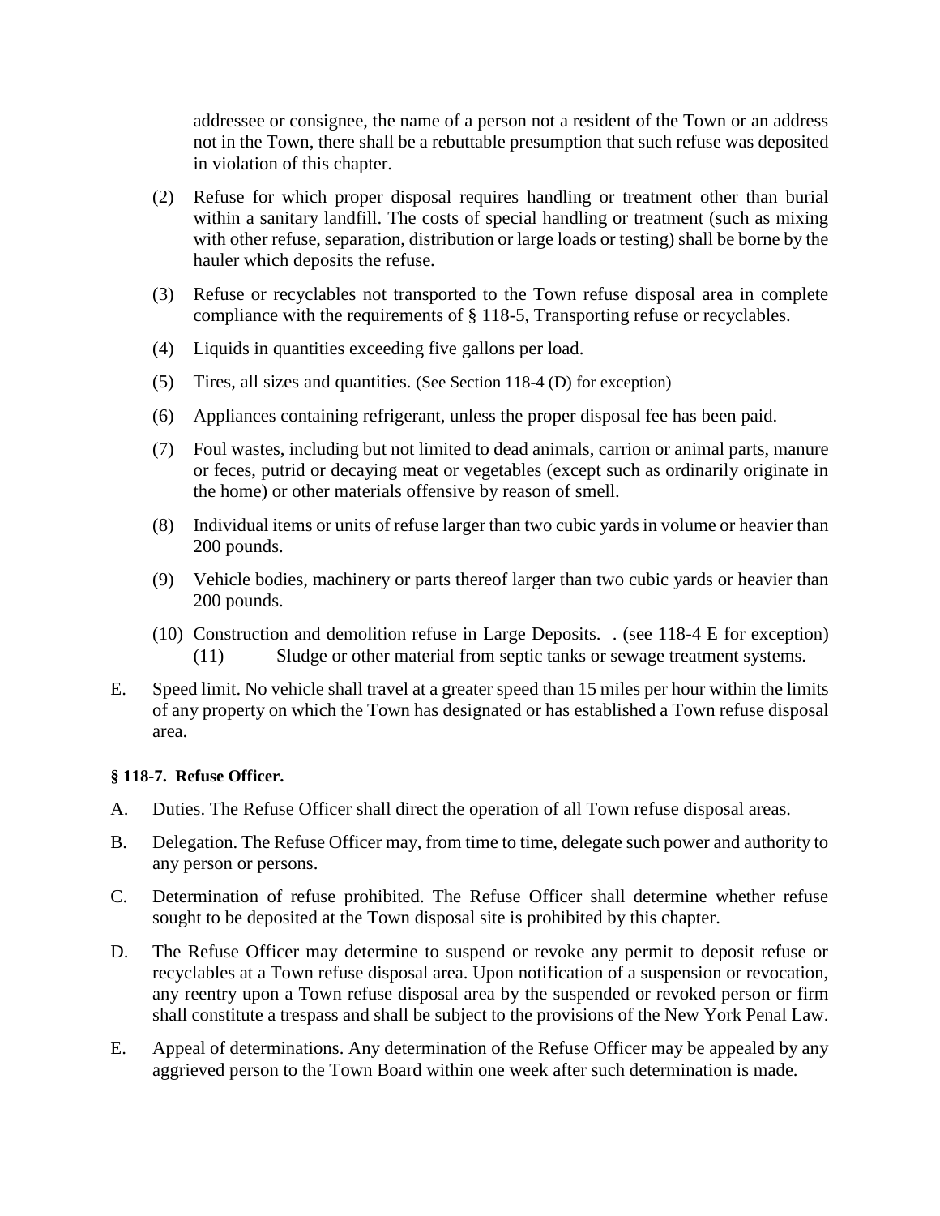addressee or consignee, the name of a person not a resident of the Town or an address not in the Town, there shall be a rebuttable presumption that such refuse was deposited in violation of this chapter.

(2) Refuse for which proper disposal requires handling or treatment other than burial within a sanitary landfill. The costs of special handling or treatment (such as mixing with other refuse, separation, distribution or large loads or testing) shall be borne by the hauler which deposits the refuse.

(3) Refuse or recyclables not transported to the Town refuse disposal area in complete compliance with the requirements of § 118-5, Transporting refuse or recyclables.

(4) Liquids in quantities exceeding five gallons per load.

(5) Tires, all sizes and quantities. (See Section 118-4 (D) for exception)

(6) Appliances containing refrigerant, unless the proper disposal fee has been paid.

(7) Foul wastes, including but not limited to dead animals, carrion or animal parts, manure or feces, putrid or decaying meat or vegetables (except such as ordinarily originate in the home) or other materials offensive by reason of smell.

(8) Individual items or units of refuse larger than two cubic yards in volume or heavier than 200 pounds.

(9) Vehicle bodies, machinery or parts thereof larger than two cubic yards or heavier than 200 pounds.

(10) Construction and demolition refuse in Large Deposits. . (see 118-4 E for exception)

(11) Sludge or other material from septic tanks or sewage treatment systems.

E. Speed limit. No vehicle shall travel at a greater speed than 15 miles per hour within the limits of any property on which the Town has designated or has established a Town refuse disposal area.

**§ 118-7. Refuse Officer.**

A. Duties. The Refuse Officer shall direct the operation of all Town refuse disposal areas.

B. Delegation. The Refuse Officer may, from time to time, delegate such power and authority to any person or persons.

C. Determination of refuse prohibited. The Refuse Officer shall determine whether refuse sought to be deposited at the Town disposal site is prohibited by this chapter.

D. The Refuse Officer may determine to suspend or revoke any permit to deposit refuse or recyclables at a Town refuse disposal area. Upon notification of a suspension or revocation, any reentry upon a Town refuse disposal area by the suspended or revoked person or firm shall constitute a trespass and shall be subject to the provisions of the New York Penal Law.

E. Appeal of determinations. Any determination of the Refuse Officer may be appealed by any aggrieved person to the Town Board within one week after such determination is made.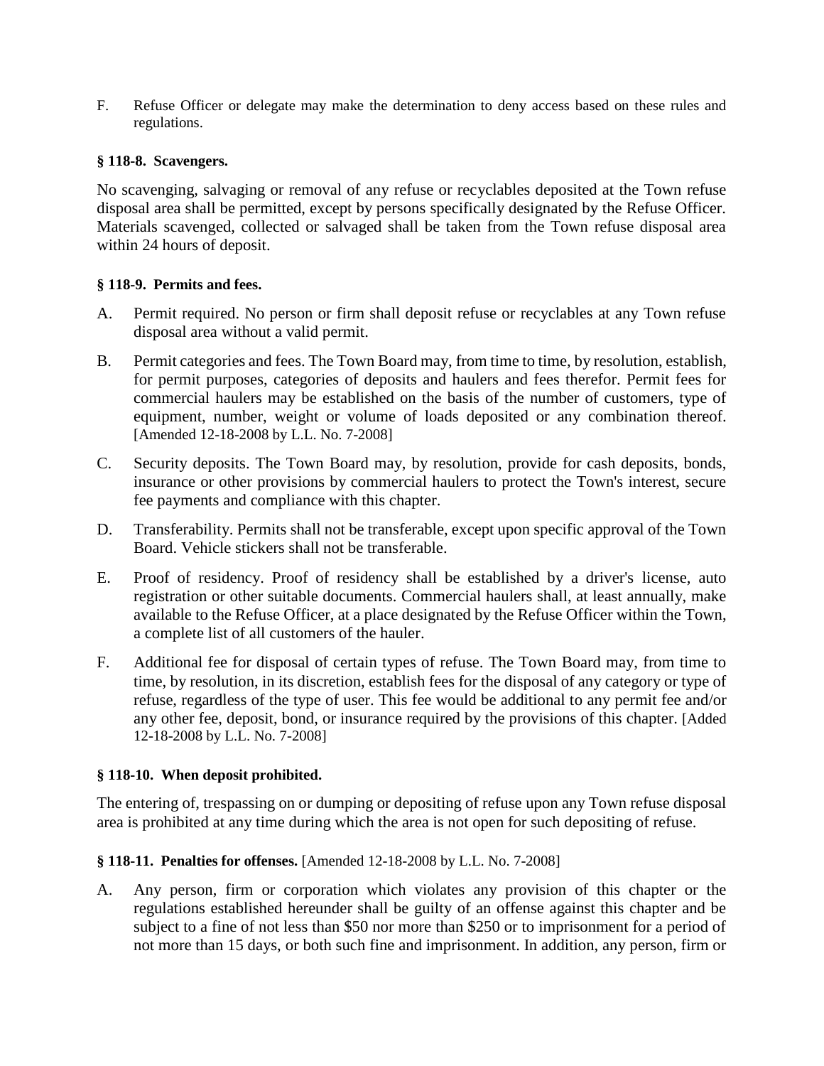F. Refuse Officer or delegate may make the determination to deny access based on these rules and regulations.

**§ 118-8. Scavengers.**

No scavenging, salvaging or removal of any refuse or recyclables deposited at the Town refuse disposal area shall be permitted, except by persons specifically designated by the Refuse Officer. Materials scavenged, collected or salvaged shall be taken from the Town refuse disposal area within 24 hours of deposit.

**§ 118-9. Permits and fees.**

A. Permit required. No person or firm shall deposit refuse or recyclables at any Town refuse disposal area without a valid permit.

B. Permit categories and fees. The Town Board may, from time to time, by resolution, establish, for permit purposes, categories of deposits and haulers and fees therefor. Permit fees for commercial haulers may be established on the basis of the number of customers, type of equipment, number, weight or volume of loads deposited or any combination thereof. [Amended 12-18-2008 by L.L. No. 7-2008]

C. Security deposits. The Town Board may, by resolution, provide for cash deposits, bonds, insurance or other provisions by commercial haulers to protect the Town's interest, secure fee payments and compliance with this chapter.

D. Transferability. Permits shall not be transferable, except upon specific approval of the Town Board. Vehicle stickers shall not be transferable.

E. Proof of residency. Proof of residency shall be established by a driver's license, auto registration or other suitable documents. Commercial haulers shall, at least annually, make available to the Refuse Officer, at a place designated by the Refuse Officer within the Town, a complete list of all customers of the hauler.

F. Additional fee for disposal of certain types of refuse. The Town Board may, from time to time, by resolution, in its discretion, establish fees for the disposal of any category or type of refuse, regardless of the type of user. This fee would be additional to any permit fee and/or any other fee, deposit, bond, or insurance required by the provisions of this chapter. [Added 12-18-2008 by L.L. No. 7-2008]

**§ 118-10. When deposit prohibited.**

The entering of, trespassing on or dumping or depositing of refuse upon any Town refuse disposal area is prohibited at any time during which the area is not open for such depositing of refuse.

**§ 118-11. Penalties for offenses.** [Amended 12-18-2008 by L.L. No. 7-2008]

A. Any person, firm or corporation which violates any provision of this chapter or the regulations established hereunder shall be guilty of an offense against this chapter and be subject to a fine of not less than $50 nor more than $250 or to imprisonment for a period of not more than 15 days, or both such fine and imprisonment. In addition, any person, firm or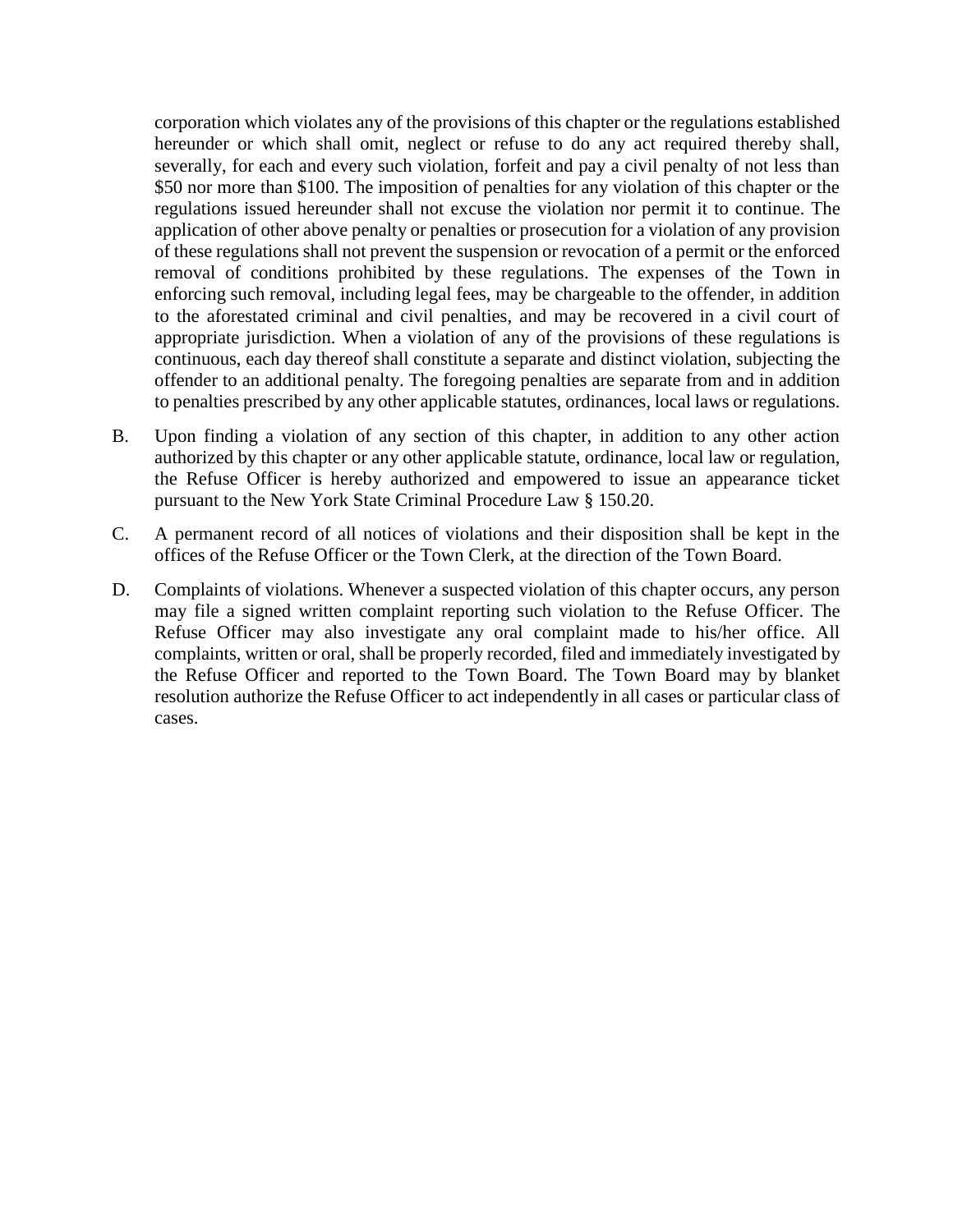corporation which violates any of the provisions of this chapter or the regulations established hereunder or which shall omit, neglect or refuse to do any act required thereby shall, severally, for each and every such violation, forfeit and pay a civil penalty of not less than $50 nor more than $100. The imposition of penalties for any violation of this chapter or the regulations issued hereunder shall not excuse the violation nor permit it to continue. The application of other above penalty or penalties or prosecution for a violation of any provision of these regulations shall not prevent the suspension or revocation of a permit or the enforced removal of conditions prohibited by these regulations. The expenses of the Town in enforcing such removal, including legal fees, may be chargeable to the offender, in addition to the aforestated criminal and civil penalties, and may be recovered in a civil court of appropriate jurisdiction. When a violation of any of the provisions of these regulations is continuous, each day thereof shall constitute a separate and distinct violation, subjecting the offender to an additional penalty. The foregoing penalties are separate from and in addition to penalties prescribed by any other applicable statutes, ordinances, local laws or regulations.

B. Upon finding a violation of any section of this chapter, in addition to any other action authorized by this chapter or any other applicable statute, ordinance, local law or regulation, the Refuse Officer is hereby authorized and empowered to issue an appearance ticket pursuant to the New York State Criminal Procedure Law § 150.20.

C. A permanent record of all notices of violations and their disposition shall be kept in the offices of the Refuse Officer or the Town Clerk, at the direction of the Town Board.

D. Complaints of violations. Whenever a suspected violation of this chapter occurs, any person may file a signed written complaint reporting such violation to the Refuse Officer. The Refuse Officer may also investigate any oral complaint made to his/her office. All complaints, written or oral, shall be properly recorded, filed and immediately investigated by the Refuse Officer and reported to the Town Board. The Town Board may by blanket resolution authorize the Refuse Officer to act independently in all cases or particular class of cases.